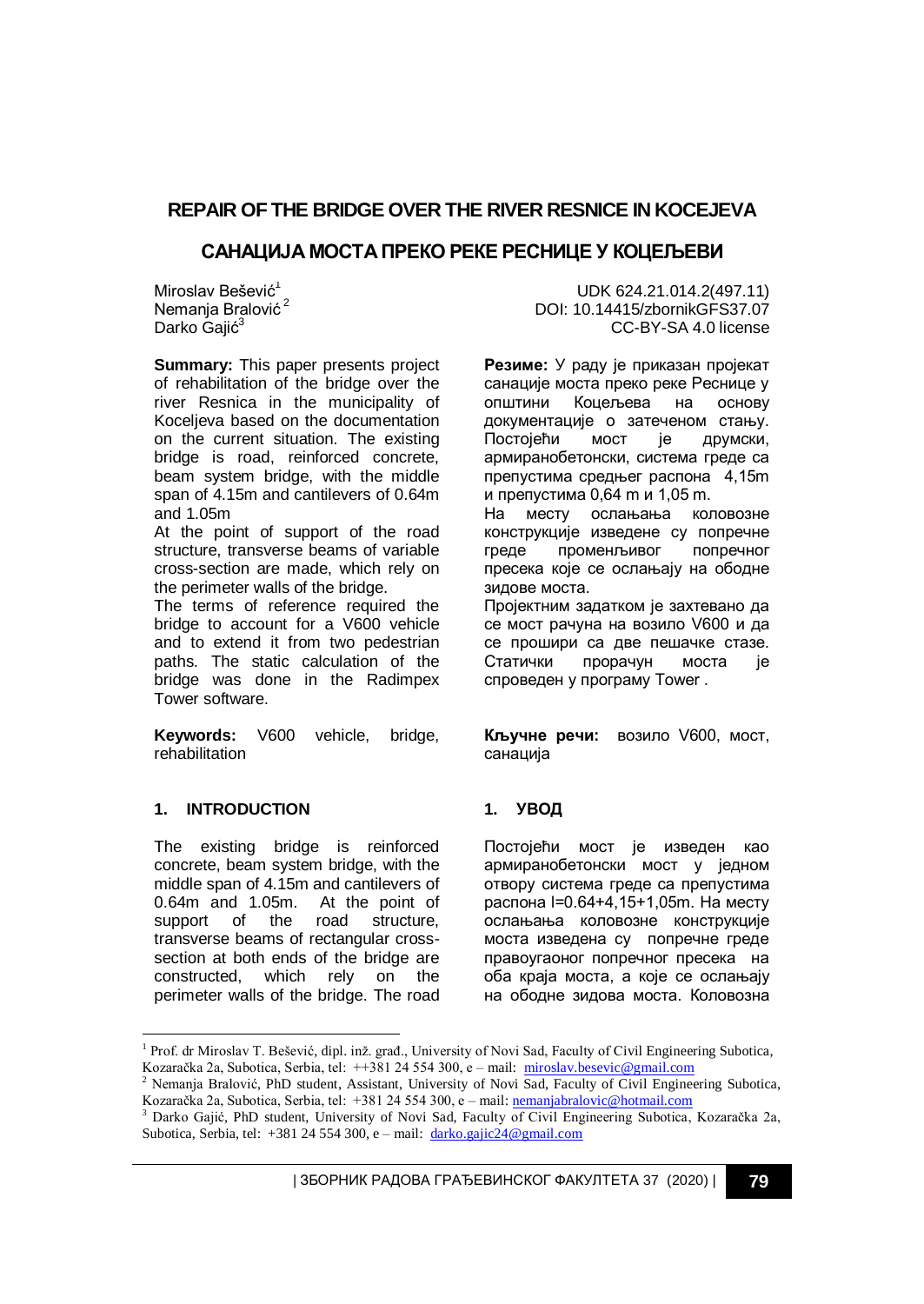# REPAIR OF THE BRIDGE OVER THE RIVER RESNICE IN KOCEJEVA

# САНАЦИЈА МОСТА ПРЕКО РЕКЕ РЕСНИЦЕ У КОЦЕЉЕВИ

Miroslav Bešević[1]
Nemanja Bralović[2]
Darko Gajić[3]

UDK 624.21.014.2(497.11)
DOI: 10.14415/zbornikGFS37.07
CC-BY-SA 4.0 license

**Summary:** This paper presents project of rehabilitation of the bridge over the river Resnica in the municipality of Koceljeva based on the documentation on the current situation. The existing bridge is road, reinforced concrete, beam system bridge, with the middle span of 4.15m and cantilevers of 0.64m and 1.05m

At the point of support of the road structure, transverse beams of variable cross-section are made, which rely on the perimeter walls of the bridge.

The terms of reference required the bridge to account for a V600 vehicle and to extend it from two pedestrian paths. The static calculation of the bridge was done in the Radimpex Tower software.

**Keywords:** V600 vehicle, bridge, rehabilitation

**Резиме:** У раду је приказан пројекат санације моста преко реке Реснице у општини Коцељева на основу документације о затеченом стању. Постојећи мост је друмски, армиранобетонски, система греде са препустима средњег распона 4,15m и препустима 0,64 m и 1,05 m.

На месту ослањања коловозне конструкције изведене су попречне греде промењивог попречног пресека које се ослањају на ободне зидове моста.

Пројектним задатком је захтевано да се мост рачуна на возило V600 и да се прошири са две пешачке стазе. Статички прорачун моста је спроведен у програму Tower .

**Кључне речи:** возило V600, мост, санација

## 1. INTRODUCTION

The existing bridge is reinforced concrete, beam system bridge, with the middle span of 4.15m and cantilevers of 0.64m and 1.05m. At the point of support of the road structure, transverse beams of rectangular cross-section at both ends of the bridge are constructed, which rely on the perimeter walls of the bridge. The road

## 1. УВОД

Постојећи мост је изведен као армиранобетонски мост у једном отвору система греде са препустима распона l=0.64+4,15+1,05m. На месту ослањања коловозне конструкције моста изведена су попречне греде правоугаоног попречног пресека на оба краја моста, а које се ослањају на ободне зидова моста. Коловозна

---

[1] Prof. dr Miroslav T. Bešević, dipl. inž. građ., University of Novi Sad, Faculty of Civil Engineering Subotica, Kozaračka 2a, Subotica, Serbia, tel: ++381 24 554 300, e – mail: miroslav.besevic@gmail.com

[2] Nemanja Bralović, PhD student, Assistant, University of Novi Sad, Faculty of Civil Engineering Subotica, Kozaračka 2a, Subotica, Serbia, tel: +381 24 554 300, e – mail: nemanjabralovic@hotmail.com

[3] Darko Gajić, PhD student, University of Novi Sad, Faculty of Civil Engineering Subotica, Kozaračka 2a, Subotica, Serbia, tel: +381 24 554 300, e – mail: darko.gajic24@gmail.com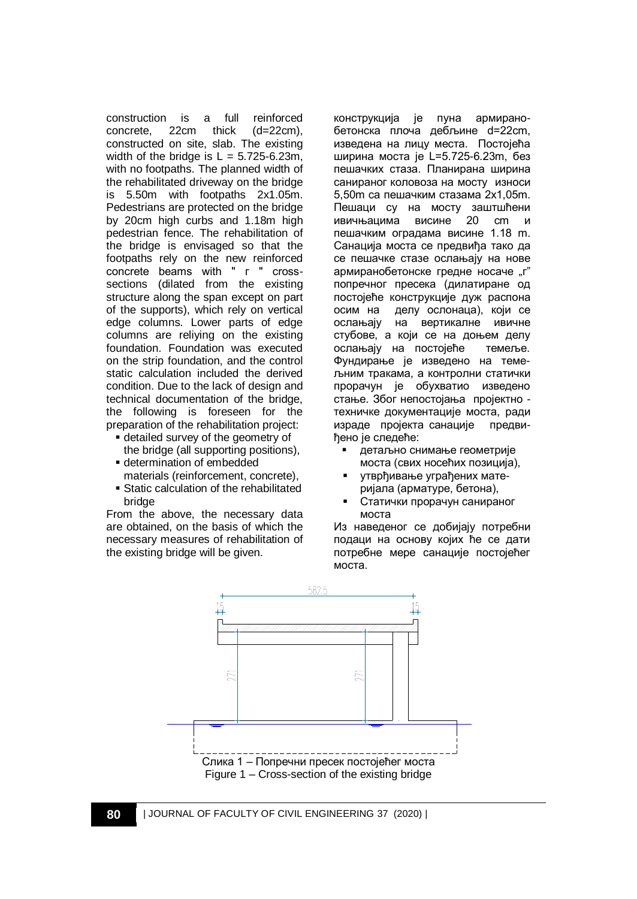construction is a full reinforced concrete, 22cm thick (d=22cm), constructed on site, slab. The existing width of the bridge is L = 5.725-6.23m, with no footpaths. The planned width of the rehabilitated driveway on the bridge is 5.50m with footpaths 2x1.05m. Pedestrians are protected on the bridge by 20cm high curbs and 1.18m high pedestrian fence. The rehabilitation of the bridge is envisaged so that the footpaths rely on the new reinforced concrete beams with " г " cross-sections (dilated from the existing structure along the span except on part of the supports), which rely on vertical edge columns. Lower parts of edge columns are reliying on the existing foundation. Foundation was executed on the strip foundation, and the control static calculation included the derived condition. Due to the lack of design and technical documentation of the bridge, the following is foreseen for the preparation of the rehabilitation project:

- detailed survey of the geometry of the bridge (all supporting positions),
- determination of embedded materials (reinforcement, concrete),
- Static calculation of the rehabilitated bridge

From the above, the necessary data are obtained, on the basis of which the necessary measures of rehabilitation of the existing bridge will be given.

конструкција је пуна армирано-бетонска плоча дебљине d=22cm, изведена на лицу места. Постојећа ширина моста је L=5.725-6.23m, без пешачких стаза. Планирана ширина санираног коловоза на мосту износи 5,50m са пешачким стазама 2x1,05m. Пешаци су на мосту заштшћени ивичњацима висине 20 cm и пешачким оградама висине 1.18 m. Санација моста се предвиђа тако да се пешачке стазе ослањају на нове армиранобетонске гредне носаче „г" попречног пресека (дилатиране од постојеће конструкције дуж распона осим на делу ослонаца), који се ослањају на вертикалне ивичне стубове, а који се на доњем делу ослањају на постојеће темеље. Фундирање је изведено на темељним тракама, а контролни статички прорачун је обухватио изведено стање. Због непостојања пројектно - техничке документације моста, ради израде пројекта санације предвиђено је следеће:

- детаљно снимање геометрије моста (свих носећих позиција),
- утврђивање уграђених материјала (арматуре, бетона),
- Статички прорачун санираног моста

Из наведеног се добијају потребни подаци на основу којих ће се дати потребне мере санације постојећег моста.

Слика 1 – Попречни пресек постојећег моста
Figure 1 – Cross-section of the existing bridge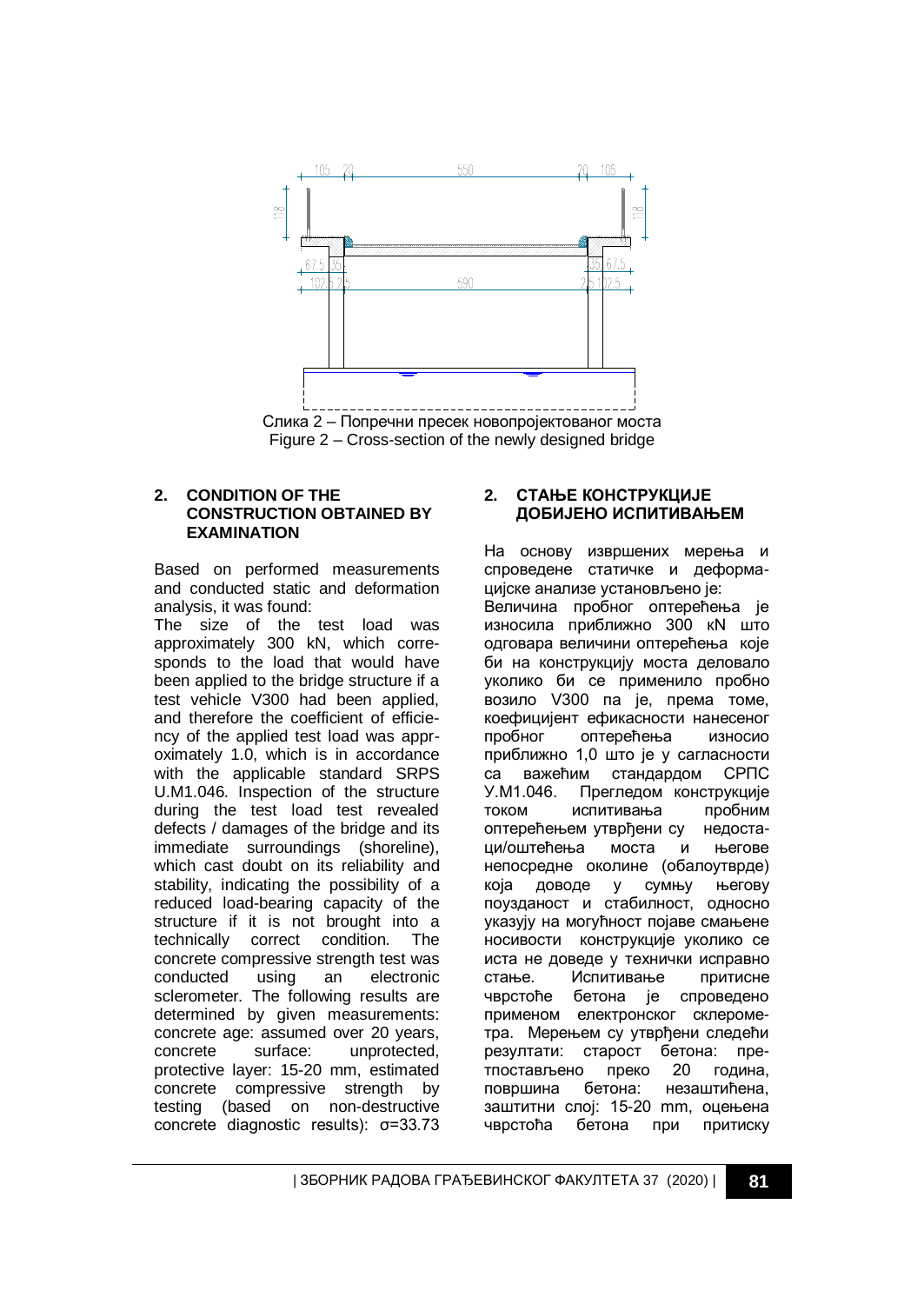Слика 2 – Попречни пресек новопројектованог моста
Figure 2 – Cross-section of the newly designed bridge

## 2. CONDITION OF THE CONSTRUCTION OBTAINED BY EXAMINATION

Based on performed measurements and conducted static and deformation analysis, it was found:

The size of the test load was approximately 300 kN, which corresponds to the load that would have been applied to the bridge structure if a test vehicle V300 had been applied, and therefore the coefficient of efficiency of the applied test load was approximately 1.0, which is in accordance with the applicable standard SRPS U.M1.046. Inspection of the structure during the test load test revealed defects / damages of the bridge and its immediate surroundings (shoreline), which cast doubt on its reliability and stability, indicating the possibility of a reduced load-bearing capacity of the structure if it is not brought into a technically correct condition. The concrete compressive strength test was conducted using an electronic sclerometer. The following results are determined by given measurements: concrete age: assumed over 20 years, concrete surface: unprotected, protective layer: 15-20 mm, estimated concrete compressive strength by testing (based on non-destructive concrete diagnostic results): σ=33.73

## 2. СТАЊЕ КОНСТРУКЦИЈЕ ДОБИЈЕНО ИСПИТИВАЊЕМ

На основу извршених мерења и спроведене статичке и деформацијске анализе установљено је:

Величина пробног оптерећења је износила приближно 300 кN што одговара величини оптерећења које би на конструкцију моста деловало уколико би се применило пробно возило V300 па је, према томе, коефицијент ефикасности нанесеног пробног оптерећења износио приближно 1,0 што је у сагласности са важећим стандардом СРПС У.М1.046. Прегледом конструкције током испитивања пробним оптерећењем утврђени су недостаци/оштећења моста и његове непосредне околине (обалоутврде) која доводе у сумњу његову поузданост и стабилност, односно указују на могућност појаве смањене носивости конструкције уколико се иста не доведе у технички исправно стање. Испитивање притисне чврстоће бетона је спроведено применом електронског склерометра. Мерењем су утврђени следећи резултати: старост бетона: претпостављено преко 20 година, површина бетона: незаштићена, заштитни слој: 15-20 mm, оцењена чврстоћа бетона при притиску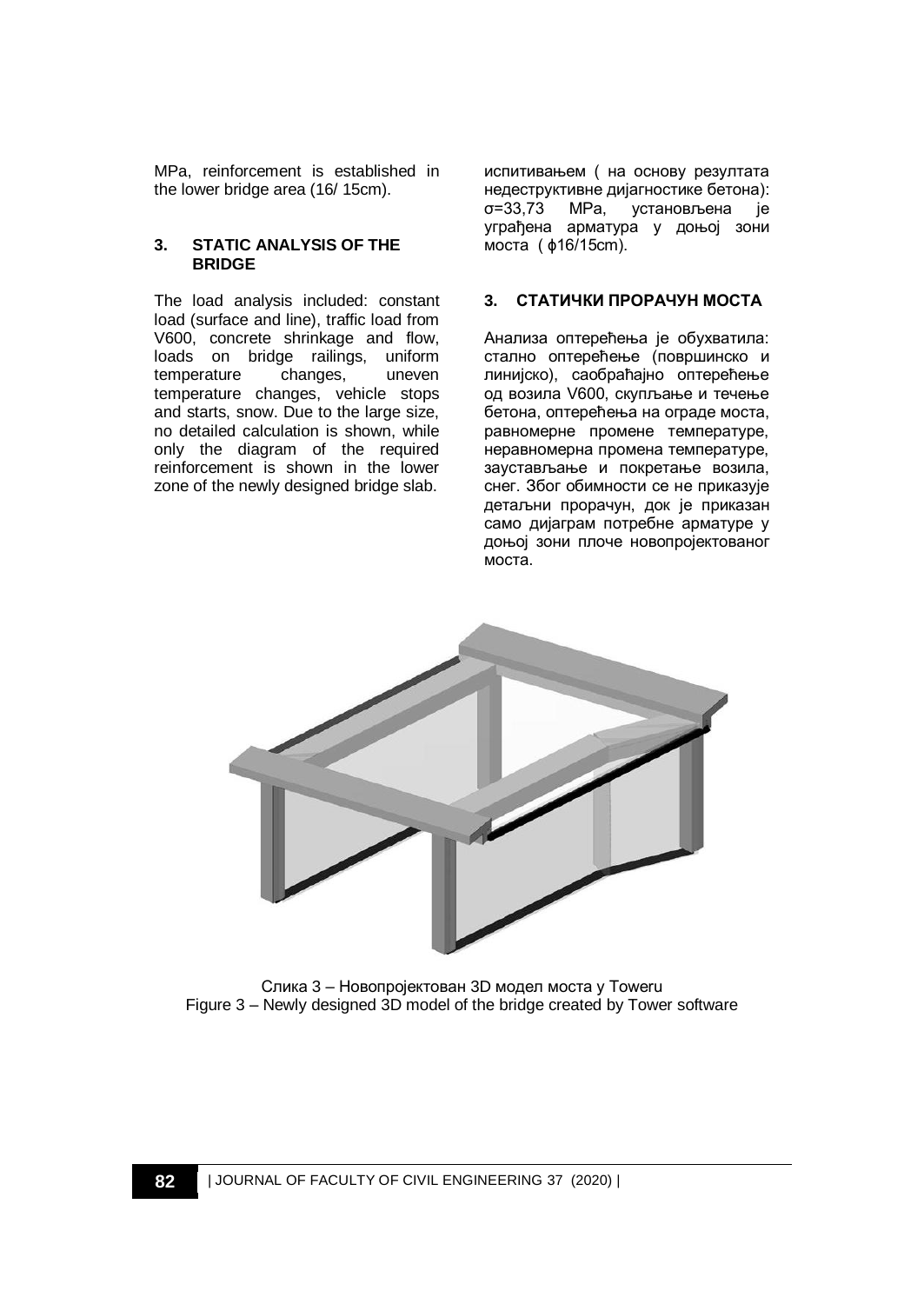MPa, reinforcement is established in the lower bridge area (16/ 15cm).

### 3. STATIC ANALYSIS OF THE BRIDGE

The load analysis included: constant load (surface and line), traffic load from V600, concrete shrinkage and flow, loads on bridge railings, uniform temperature changes, uneven temperature changes, vehicle stops and starts, snow. Due to the large size, no detailed calculation is shown, while only the diagram of the required reinforcement is shown in the lower zone of the newly designed bridge slab.

испитивањем ( на основу резултата недеструктивне дијагностике бетона): σ=33,73 MPa, установљена је уграђена арматура у доњој зони моста ( ϕ16/15cm).

### 3. СТАТИЧКИ ПРОРАЧУН МОСТА

Анализа оптерећења је обухватила: стално оптерећење (површинско и линијско), саобраћајно оптерећење од возила V600, скупљање и течење бетона, оптерећења на ограде моста, равномерне промене температуре, неравномерна промена температуре, заустављање и покретање возила, снег. Због обимности се не приказује детаљни прорачун, док је приказан само дијаграм потребне арматуре у доњој зони плоче новопројектованог моста.

Слика 3 – Новопројектован 3D модел моста у Toweru
Figure 3 – Newly designed 3D model of the bridge created by Tower software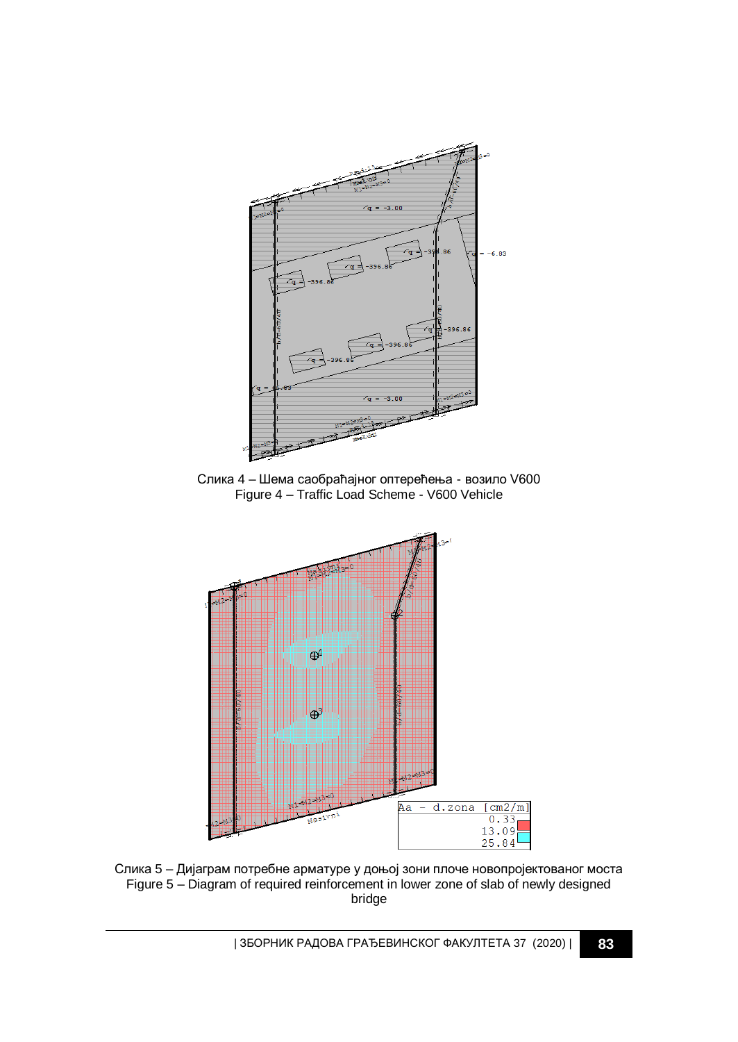Слика 4 – Шема саобраћајног оптерећења - возило V600
Figure 4 – Traffic Load Scheme - V600 Vehicle

Слика 5 – Дијаграм потребне арматуре у доњој зони плоче новопројектованог моста
Figure 5 – Diagram of required reinforcement in lower zone of slab of newly designed bridge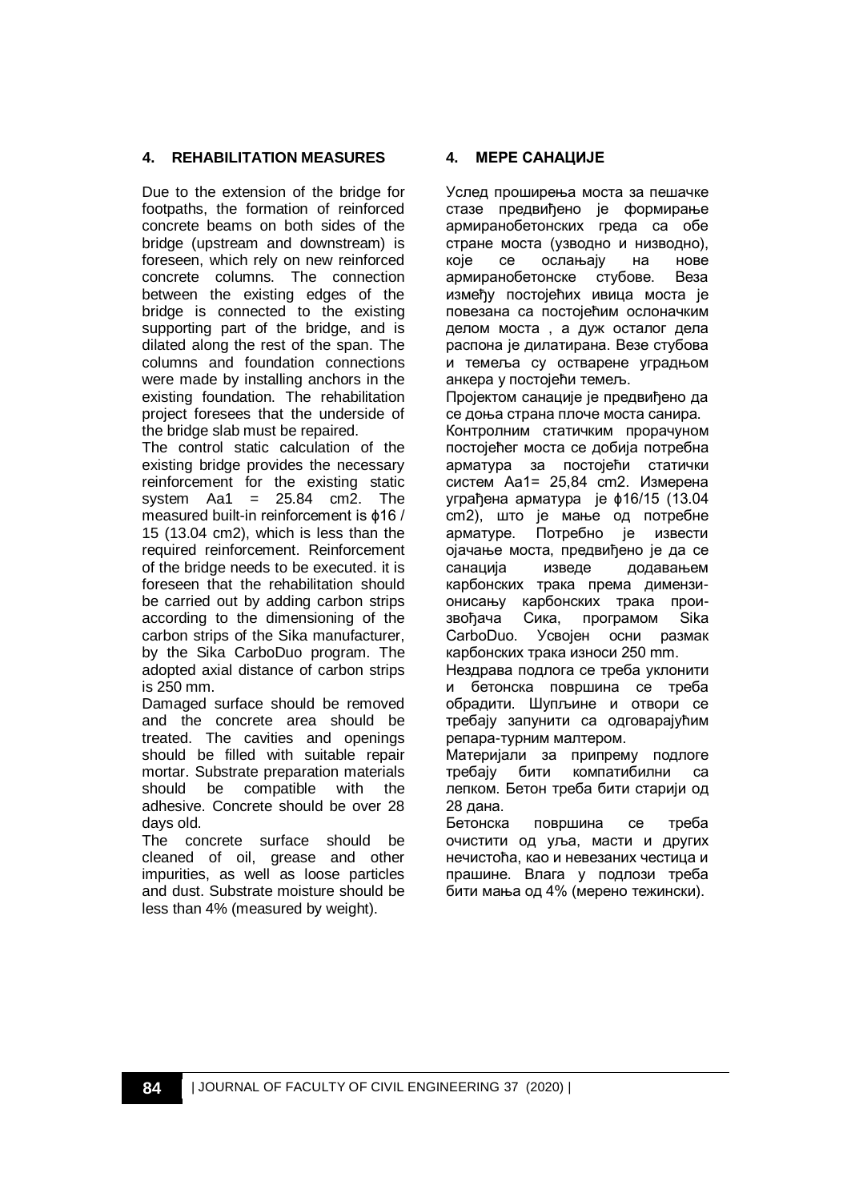## 4. REHABILITATION MEASURES

Due to the extension of the bridge for footpaths, the formation of reinforced concrete beams on both sides of the bridge (upstream and downstream) is foreseen, which rely on new reinforced concrete columns. The connection between the existing edges of the bridge is connected to the existing supporting part of the bridge, and is dilated along the rest of the span. The columns and foundation connections were made by installing anchors in the existing foundation. The rehabilitation project foresees that the underside of the bridge slab must be repaired.

The control static calculation of the existing bridge provides the necessary reinforcement for the existing static system Aa1 = 25.84 cm2. The measured built-in reinforcement is ϕ16 / 15 (13.04 cm2), which is less than the required reinforcement. Reinforcement of the bridge needs to be executed. it is foreseen that the rehabilitation should be carried out by adding carbon strips according to the dimensioning of the carbon strips of the Sika manufacturer, by the Sika CarboDuo program. The adopted axial distance of carbon strips is 250 mm.

Damaged surface should be removed and the concrete area should be treated. The cavities and openings should be filled with suitable repair mortar. Substrate preparation materials should be compatible with the adhesive. Concrete should be over 28 days old.

The concrete surface should be cleaned of oil, grease and other impurities, as well as loose particles and dust. Substrate moisture should be less than 4% (measured by weight).

## 4. МЕРЕ САНАЦИЈЕ

Услед проширења моста за пешачке стазе предвиђено је формирање армиранобетонских греда са обе стране моста (узводно и низводно), које се ослањају на нове армиранобетонске стубове. Веза између постојећих ивица моста је повезана са постојећим ослоначким делом моста , а дуж осталог дела распона је дилатирана. Везе стубова и темеља су остварене уградњом анкера у постојећи темељ.

Пројектом санације је предвиђено да се доња страна плоче моста санира.

Контролним статичким прорачуном постојећег моста се добија потребна арматура за постојећи статички систем Аа1= 25,84 cm2. Измерена уграђена арматура је ϕ16/15 (13.04 cm2), што је мање од потребне арматуре. Потребно је извести ојачање моста, предвиђено је да се санација изведе додавањем карбонских трака према димензионисању карбонских трака произвођача Сика, програмом Sika CarboDuo. Усвојен осни размак карбонских трака износи 250 mm.

Нездрава подлога се треба уклонити и бетонска површина се треба обрадити. Шупљине и отвори се требају запунити са одговарајућим репара-турним малтером.

Материјали за припрему подлоге требају бити компатибилни са лепком. Бетон треба бити старији од 28 дана.

Бетонска површина се треба очистити од уља, масти и других нечистоћа, као и невезаних честица и прашине. Влага у подлози треба бити мања од 4% (мерено тежински).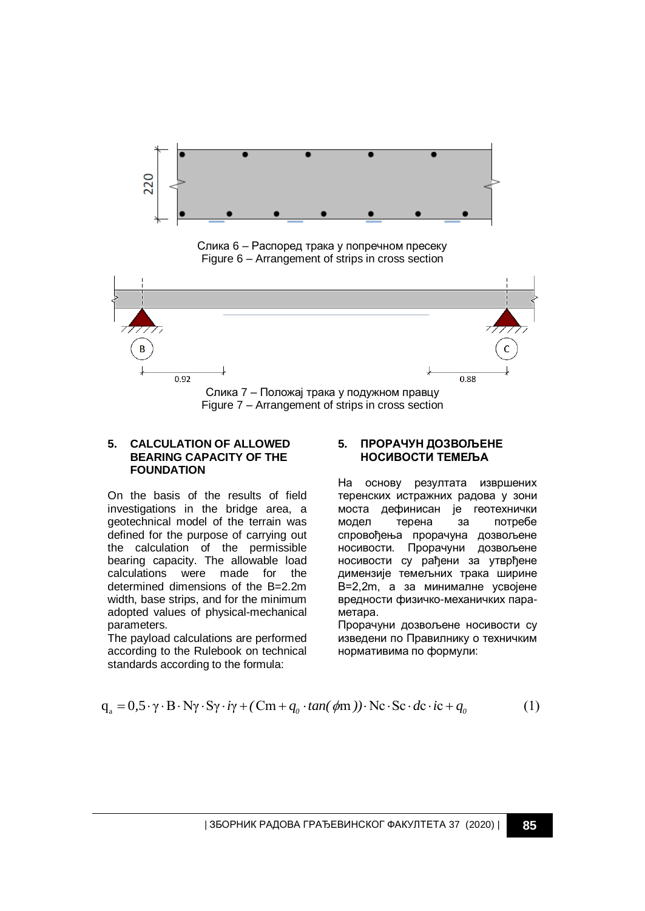Слика 6 – Распоред трака у попречном пресеку
Figure 6 – Arrangement of strips in cross section

Слика 7 – Положај трака у подужном правцу
Figure 7 – Arrangement of strips in cross section

## 5. CALCULATION OF ALLOWED BEARING CAPACITY OF THE FOUNDATION

On the basis of the results of field investigations in the bridge area, a geotechnical model of the terrain was defined for the purpose of carrying out the calculation of the permissible bearing capacity. The allowable load calculations were made for the determined dimensions of the B=2.2m width, base strips, and for the minimum adopted values of physical-mechanical parameters.

The payload calculations are performed according to the Rulebook on technical standards according to the formula:

## 5. ПРОРАЧУН ДОЗВОЉЕНЕ НОСИВОСТИ ТЕМЕЉА

На основу резултата извршених теренских истражних радова у зони моста дефинисан је геотехнички модел терена за потребе спровођења прорачуна дозвољене носивости. Прорачуни дозвољене носивости су рађени за утврђене димензије темељних трака ширине B=2,2m, а за минималне усвојене вредности физичко-механичких пара-метара.

Прорачуни дозвољене носивости су изведени по Правилнику о техничким нормативима по формули:

$$q_a = 0{,}5 \cdot \gamma \cdot B \cdot N\gamma \cdot S\gamma \cdot i\gamma + (Cm + q_0 \cdot \tan(\phi m)) \cdot Nc \cdot Sc \cdot dc \cdot ic + q_0 \qquad (1)$$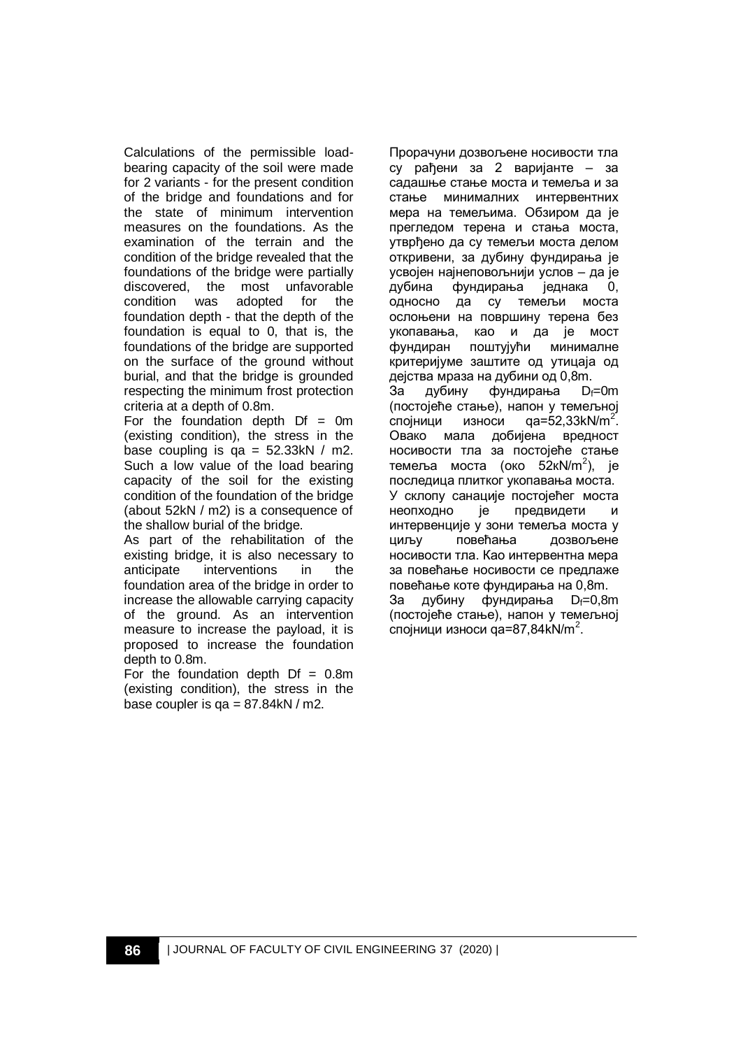Calculations of the permissible load-bearing capacity of the soil were made for 2 variants - for the present condition of the bridge and foundations and for the state of minimum intervention measures on the foundations. As the examination of the terrain and the condition of the bridge revealed that the foundations of the bridge were partially discovered, the most unfavorable condition was adopted for the foundation depth - that the depth of the foundation is equal to 0, that is, the foundations of the bridge are supported on the surface of the ground without burial, and that the bridge is grounded respecting the minimum frost protection criteria at a depth of 0.8m.

For the foundation depth Df = 0m (existing condition), the stress in the base coupling is qa = 52.33kN / m2. Such a low value of the load bearing capacity of the soil for the existing condition of the foundation of the bridge (about 52kN / m2) is a consequence of the shallow burial of the bridge.

As part of the rehabilitation of the existing bridge, it is also necessary to anticipate interventions in the foundation area of the bridge in order to increase the allowable carrying capacity of the ground. As an intervention measure to increase the payload, it is proposed to increase the foundation depth to 0.8m.

For the foundation depth Df = 0.8m (existing condition), the stress in the base coupler is qa = 87.84kN / m2.

Прорачуни дозвољене носивости тла су рађени за 2 варијанте – за садашње стање моста и темеља и за стање минималних интервентних мера на темељима. Обзиром да је прегледом терена и стања моста, утврђено да су темељи моста делом откривени, за дубину фундирања је усвојен најнеповољнији услов – да је дубина фундирања једнака 0, односно да су темељи моста ослоњени на површину терена без укопавања, као и да је мост фундиран поштујући минималне критеријуме заштите од утицаја од дејства мраза на дубини од 0,8m.

За дубину фундирања $D_f$=0m (постојеће стање), напон у темељној спојници износи qa=52,33kN/m$^2$. Овако мала добијена вредност носивости тла за постојеће стање темеља моста (око 52кN/m$^2$), је последица плитког укопавања моста.

У склопу санације постојећег моста неопходно је предвидети и интервенције у зони темеља моста у циљу повећања дозвољене носивости тла. Као интервентна мера за повећање носивости се предлаже повећање коте фундирања на 0,8m.

За дубину фундирања $D_f$=0,8m (постојеће стање), напон у темељној спојници износи qa=87,84kN/m$^2$.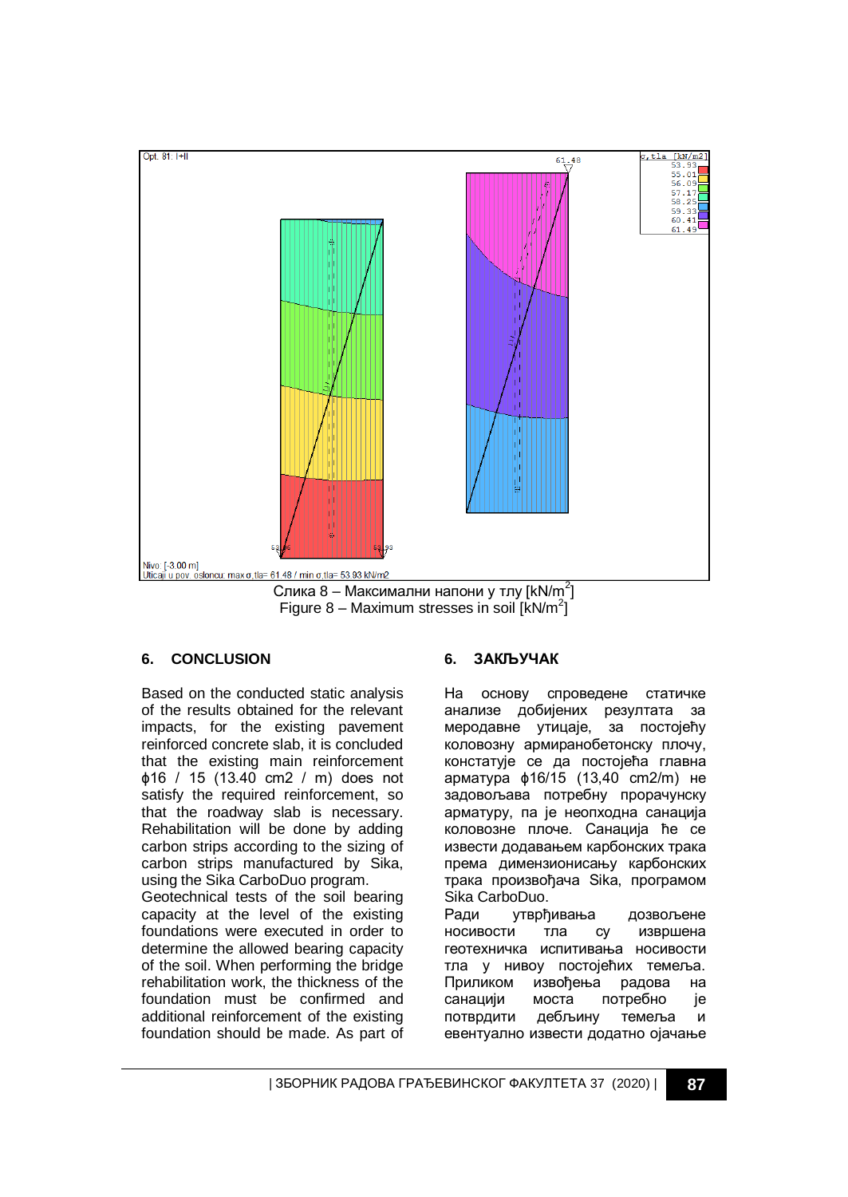Слика 8 – Максимални напони у тлу [kN/m$^2$]
Figure 8 – Maximum stresses in soil [kN/m$^2$]

## 6. CONCLUSION

Based on the conducted static analysis of the results obtained for the relevant impacts, for the existing pavement reinforced concrete slab, it is concluded that the existing main reinforcement ϕ16 / 15 (13.40 cm2 / m) does not satisfy the required reinforcement, so that the roadway slab is necessary. Rehabilitation will be done by adding carbon strips according to the sizing of carbon strips manufactured by Sika, using the Sika CarboDuo program.
Geotechnical tests of the soil bearing capacity at the level of the existing foundations were executed in order to determine the allowed bearing capacity of the soil. When performing the bridge rehabilitation work, the thickness of the foundation must be confirmed and additional reinforcement of the existing foundation should be made. As part of

## 6. ЗАКЉУЧАК

На основу спроведене статичке анализе добијених резултата за меродавне утицаје, за постојећу коловозну армиранобетонску плочу, констатује се да постојећа главна арматура ϕ16/15 (13,40 cm2/m) не задовољава потребну прорачунску арматуру, па је неопходна санација коловозне плоче. Санација ће се извести додавањем карбонских трака према димензионисању карбонских трака произвођача Sika, програмом Sika CarboDuo.
Ради утврђивања дозвољене носивости тла су извршена геотехничка испитивања носивости тла у нивоу постојећих темеља. Приликом извођења радова на санацији моста потребно је потврдити дебљину темеља и евентуално извести додатно ојачање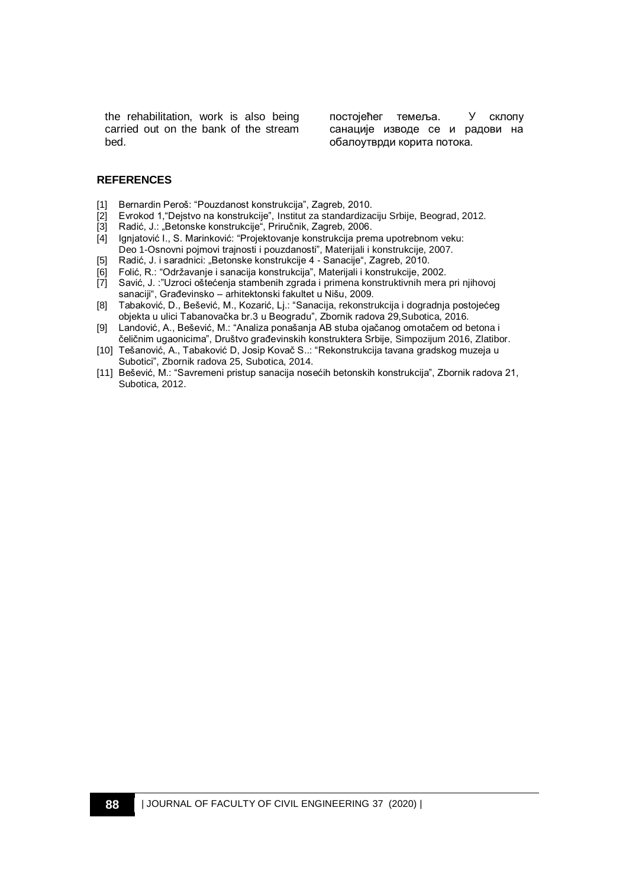the rehabilitation, work is also being carried out on the bank of the stream bed.

постојећег темеља. У склопу санације изводе се и радови на обалоутврди корита потока.

## REFERENCES

[1] Bernardin Peroš: "Pouzdanost konstrukcija", Zagreb, 2010.
[2] Evrokod 1,"Dejstvo na konstrukcije", Institut za standardizaciju Srbije, Beograd, 2012.
[3] Radić, J.: „Betonske konstrukcije", Priručnik, Zagreb, 2006.
[4] Ignjatović I., S. Marinković: "Projektovanje konstrukcija prema upotrebnom veku: Deo 1-Osnovni pojmovi trajnosti i pouzdanosti", Materijali i konstrukcije, 2007.
[5] Radić, J. i saradnici: „Betonske konstrukcije 4 - Sanacije", Zagreb, 2010.
[6] Folić, R.: "Održavanje i sanacija konstrukcija", Materijali i konstrukcije, 2002.
[7] Savić, J. :"Uzroci oštećenja stambenih zgrada i primena konstruktivnih mera pri njihovoj sanaciji", Građevinsko – arhitektonski fakultet u Nišu, 2009.
[8] Tabaković, D., Bešević, M., Kozarić, Lj.: "Sanacija, rekonstrukcija i dogradnja postojećeg objekta u ulici Tabanovačka br.3 u Beogradu", Zbornik radova 29,Subotica, 2016.
[9] Landović, A., Bešević, M.: "Analiza ponašanja AB stuba ojačanog omotačem od betona i čeličnim ugaonicima", Društvo građevinskih konstruktera Srbije, Simpozijum 2016, Zlatibor.
[10] Tešanović, A., Tabaković D, Josip Kovač S..: "Rekonstrukcija tavana gradskog muzeja u Subotici", Zbornik radova 25, Subotica, 2014.
[11] Bešević, M.: "Savremeni pristup sanacija nosećih betonskih konstrukcija", Zbornik radova 21, Subotica, 2012.